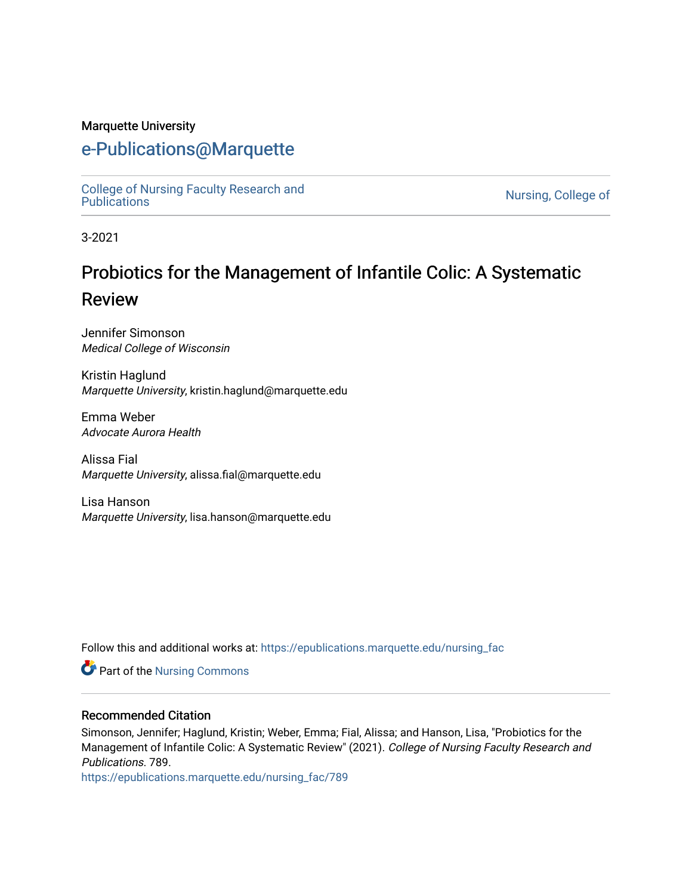Marquette University

# e-Publications@Marquette

College of Nursing Faculty Research and Publications

Nursing, College of

3-2021

# Probiotics for the Management of Infantile Colic: A Systematic Review

Jennifer Simonson
*Medical College of Wisconsin*

Kristin Haglund
*Marquette University*, kristin.haglund@marquette.edu

Emma Weber
*Advocate Aurora Health*

Alissa Fial
*Marquette University*, alissa.fial@marquette.edu

Lisa Hanson
*Marquette University*, lisa.hanson@marquette.edu

Follow this and additional works at: https://epublications.marquette.edu/nursing_fac

Part of the Nursing Commons

## Recommended Citation

Simonson, Jennifer; Haglund, Kristin; Weber, Emma; Fial, Alissa; and Hanson, Lisa, "Probiotics for the Management of Infantile Colic: A Systematic Review" (2021). *College of Nursing Faculty Research and Publications*. 789.
https://epublications.marquette.edu/nursing_fac/789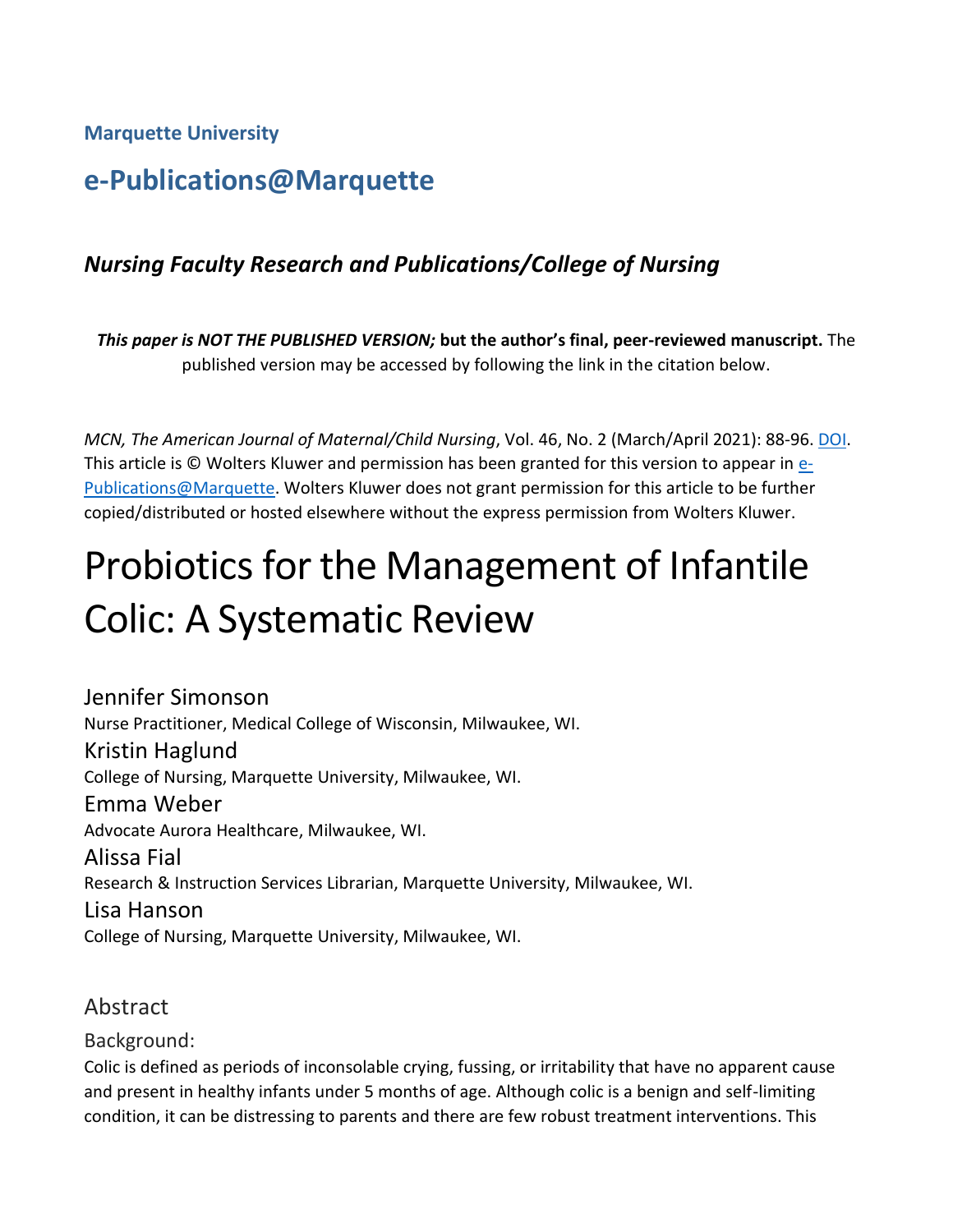**Marquette University**

## e-Publications@Marquette

### *Nursing Faculty Research and Publications/College of Nursing*

***This paper is NOT THE PUBLISHED VERSION;* but the author's final, peer-reviewed manuscript.** The published version may be accessed by following the link in the citation below.

*MCN, The American Journal of Maternal/Child Nursing*, Vol. 46, No. 2 (March/April 2021): 88-96. DOI. This article is © Wolters Kluwer and permission has been granted for this version to appear in e-Publications@Marquette. Wolters Kluwer does not grant permission for this article to be further copied/distributed or hosted elsewhere without the express permission from Wolters Kluwer.

# Probiotics for the Management of Infantile Colic: A Systematic Review

Jennifer Simonson
Nurse Practitioner, Medical College of Wisconsin, Milwaukee, WI.

Kristin Haglund
College of Nursing, Marquette University, Milwaukee, WI.

Emma Weber
Advocate Aurora Healthcare, Milwaukee, WI.

Alissa Fial
Research & Instruction Services Librarian, Marquette University, Milwaukee, WI.

Lisa Hanson
College of Nursing, Marquette University, Milwaukee, WI.

## Abstract

### Background:

Colic is defined as periods of inconsolable crying, fussing, or irritability that have no apparent cause and present in healthy infants under 5 months of age. Although colic is a benign and self-limiting condition, it can be distressing to parents and there are few robust treatment interventions. This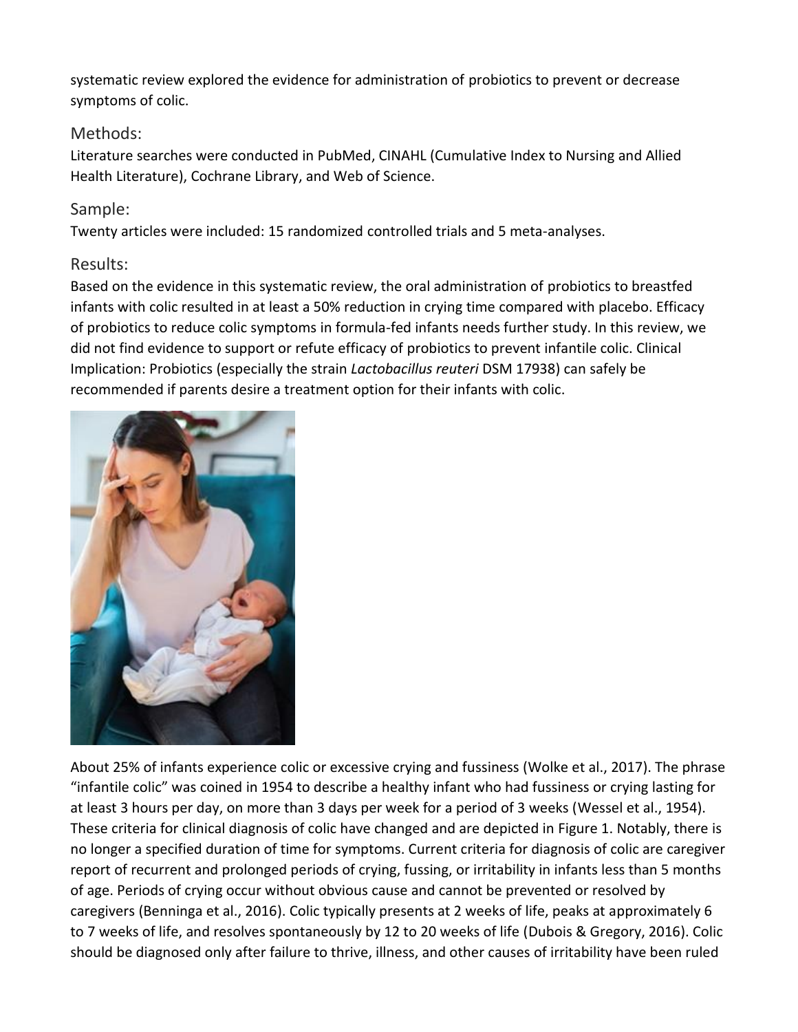systematic review explored the evidence for administration of probiotics to prevent or decrease symptoms of colic.

## Methods:

Literature searches were conducted in PubMed, CINAHL (Cumulative Index to Nursing and Allied Health Literature), Cochrane Library, and Web of Science.

## Sample:

Twenty articles were included: 15 randomized controlled trials and 5 meta-analyses.

## Results:

Based on the evidence in this systematic review, the oral administration of probiotics to breastfed infants with colic resulted in at least a 50% reduction in crying time compared with placebo. Efficacy of probiotics to reduce colic symptoms in formula-fed infants needs further study. In this review, we did not find evidence to support or refute efficacy of probiotics to prevent infantile colic. Clinical Implication: Probiotics (especially the strain *Lactobacillus reuteri* DSM 17938) can safely be recommended if parents desire a treatment option for their infants with colic.

About 25% of infants experience colic or excessive crying and fussiness (Wolke et al., 2017). The phrase "infantile colic" was coined in 1954 to describe a healthy infant who had fussiness or crying lasting for at least 3 hours per day, on more than 3 days per week for a period of 3 weeks (Wessel et al., 1954). These criteria for clinical diagnosis of colic have changed and are depicted in Figure 1. Notably, there is no longer a specified duration of time for symptoms. Current criteria for diagnosis of colic are caregiver report of recurrent and prolonged periods of crying, fussing, or irritability in infants less than 5 months of age. Periods of crying occur without obvious cause and cannot be prevented or resolved by caregivers (Benninga et al., 2016). Colic typically presents at 2 weeks of life, peaks at approximately 6 to 7 weeks of life, and resolves spontaneously by 12 to 20 weeks of life (Dubois & Gregory, 2016). Colic should be diagnosed only after failure to thrive, illness, and other causes of irritability have been ruled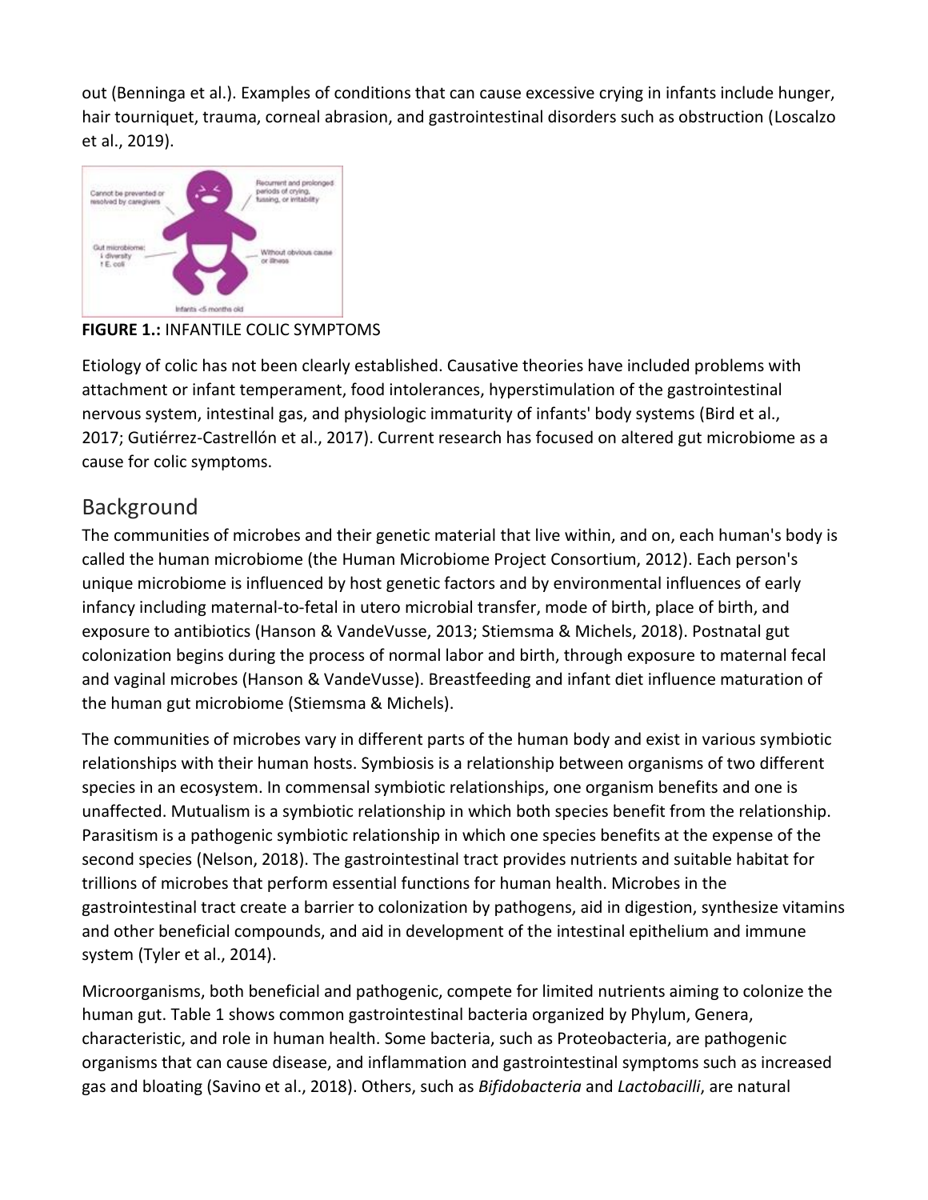out (Benninga et al.). Examples of conditions that can cause excessive crying in infants include hunger, hair tourniquet, trauma, corneal abrasion, and gastrointestinal disorders such as obstruction (Loscalzo et al., 2019).

**FIGURE 1.:** INFANTILE COLIC SYMPTOMS

Etiology of colic has not been clearly established. Causative theories have included problems with attachment or infant temperament, food intolerances, hyperstimulation of the gastrointestinal nervous system, intestinal gas, and physiologic immaturity of infants' body systems (Bird et al., 2017; Gutiérrez-Castrellón et al., 2017). Current research has focused on altered gut microbiome as a cause for colic symptoms.

## Background

The communities of microbes and their genetic material that live within, and on, each human's body is called the human microbiome (the Human Microbiome Project Consortium, 2012). Each person's unique microbiome is influenced by host genetic factors and by environmental influences of early infancy including maternal-to-fetal in utero microbial transfer, mode of birth, place of birth, and exposure to antibiotics (Hanson & VandeVusse, 2013; Stiemsma & Michels, 2018). Postnatal gut colonization begins during the process of normal labor and birth, through exposure to maternal fecal and vaginal microbes (Hanson & VandeVusse). Breastfeeding and infant diet influence maturation of the human gut microbiome (Stiemsma & Michels).

The communities of microbes vary in different parts of the human body and exist in various symbiotic relationships with their human hosts. Symbiosis is a relationship between organisms of two different species in an ecosystem. In commensal symbiotic relationships, one organism benefits and one is unaffected. Mutualism is a symbiotic relationship in which both species benefit from the relationship. Parasitism is a pathogenic symbiotic relationship in which one species benefits at the expense of the second species (Nelson, 2018). The gastrointestinal tract provides nutrients and suitable habitat for trillions of microbes that perform essential functions for human health. Microbes in the gastrointestinal tract create a barrier to colonization by pathogens, aid in digestion, synthesize vitamins and other beneficial compounds, and aid in development of the intestinal epithelium and immune system (Tyler et al., 2014).

Microorganisms, both beneficial and pathogenic, compete for limited nutrients aiming to colonize the human gut. Table 1 shows common gastrointestinal bacteria organized by Phylum, Genera, characteristic, and role in human health. Some bacteria, such as Proteobacteria, are pathogenic organisms that can cause disease, and inflammation and gastrointestinal symptoms such as increased gas and bloating (Savino et al., 2018). Others, such as *Bifidobacteria* and *Lactobacilli*, are natural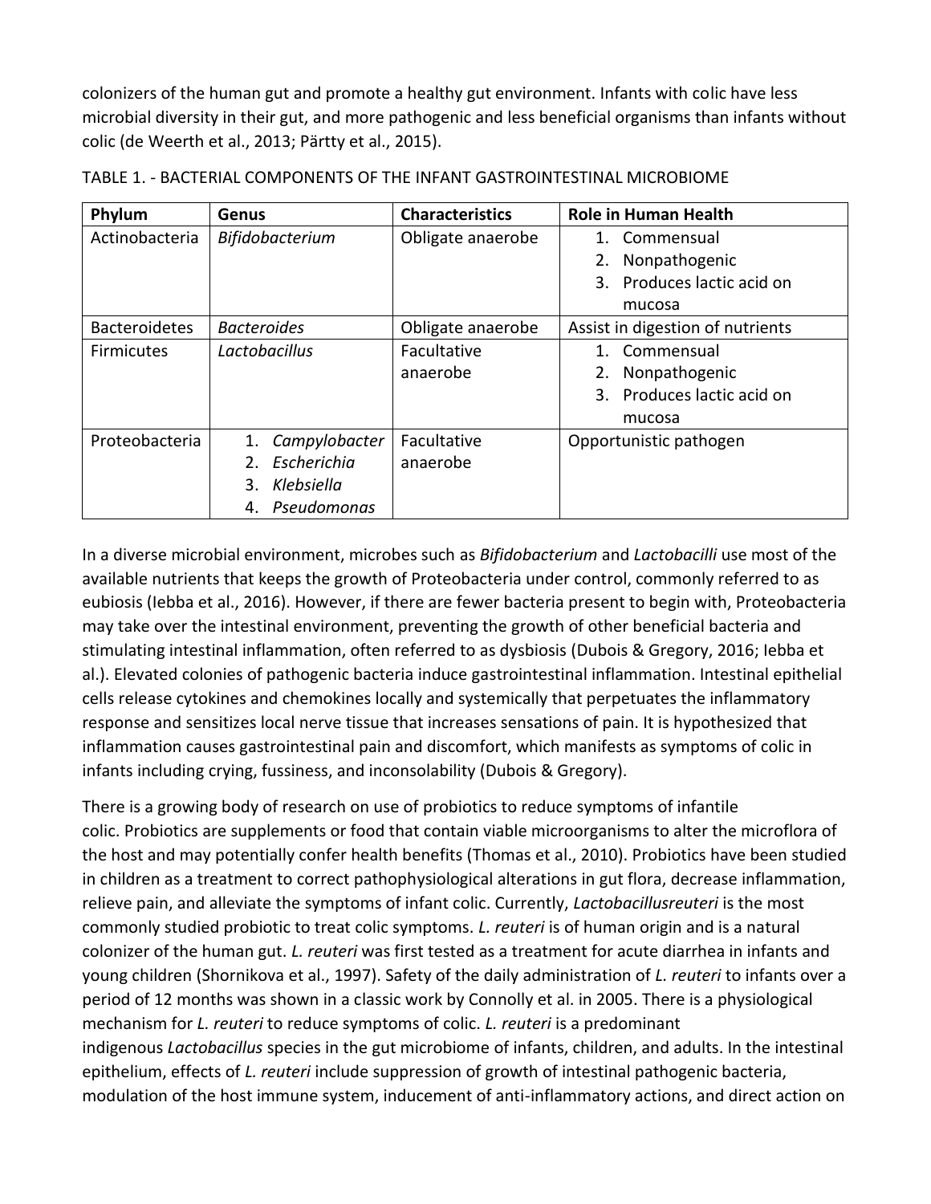colonizers of the human gut and promote a healthy gut environment. Infants with colic have less microbial diversity in their gut, and more pathogenic and less beneficial organisms than infants without colic (de Weerth et al., 2013; Pärtty et al., 2015).

TABLE 1. - BACTERIAL COMPONENTS OF THE INFANT GASTROINTESTINAL MICROBIOME

| Phylum | Genus | Characteristics | Role in Human Health |
|---|---|---|---|
| Actinobacteria | *Bifidobacterium* | Obligate anaerobe | 1. Commensual<br>2. Nonpathogenic<br>3. Produces lactic acid on mucosa |
| Bacteroidetes | *Bacteroides* | Obligate anaerobe | Assist in digestion of nutrients |
| Firmicutes | *Lactobacillus* | Facultative anaerobe | 1. Commensual<br>2. Nonpathogenic<br>3. Produces lactic acid on mucosa |
| Proteobacteria | 1. *Campylobacter*<br>2. *Escherichia*<br>3. *Klebsiella*<br>4. *Pseudomonas* | Facultative anaerobe | Opportunistic pathogen |

In a diverse microbial environment, microbes such as *Bifidobacterium* and *Lactobacilli* use most of the available nutrients that keeps the growth of Proteobacteria under control, commonly referred to as eubiosis (Iebba et al., 2016). However, if there are fewer bacteria present to begin with, Proteobacteria may take over the intestinal environment, preventing the growth of other beneficial bacteria and stimulating intestinal inflammation, often referred to as dysbiosis (Dubois & Gregory, 2016; Iebba et al.). Elevated colonies of pathogenic bacteria induce gastrointestinal inflammation. Intestinal epithelial cells release cytokines and chemokines locally and systemically that perpetuates the inflammatory response and sensitizes local nerve tissue that increases sensations of pain. It is hypothesized that inflammation causes gastrointestinal pain and discomfort, which manifests as symptoms of colic in infants including crying, fussiness, and inconsolability (Dubois & Gregory).

There is a growing body of research on use of probiotics to reduce symptoms of infantile colic. Probiotics are supplements or food that contain viable microorganisms to alter the microflora of the host and may potentially confer health benefits (Thomas et al., 2010). Probiotics have been studied in children as a treatment to correct pathophysiological alterations in gut flora, decrease inflammation, relieve pain, and alleviate the symptoms of infant colic. Currently, *Lactobacillusreuteri* is the most commonly studied probiotic to treat colic symptoms. *L. reuteri* is of human origin and is a natural colonizer of the human gut. *L. reuteri* was first tested as a treatment for acute diarrhea in infants and young children (Shornikova et al., 1997). Safety of the daily administration of *L. reuteri* to infants over a period of 12 months was shown in a classic work by Connolly et al. in 2005. There is a physiological mechanism for *L. reuteri* to reduce symptoms of colic. *L. reuteri* is a predominant indigenous *Lactobacillus* species in the gut microbiome of infants, children, and adults. In the intestinal epithelium, effects of *L. reuteri* include suppression of growth of intestinal pathogenic bacteria, modulation of the host immune system, inducement of anti-inflammatory actions, and direct action on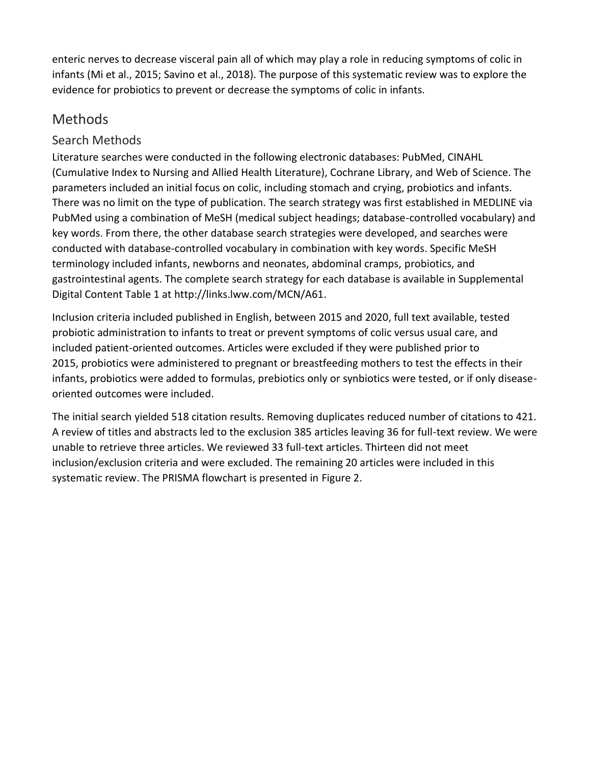enteric nerves to decrease visceral pain all of which may play a role in reducing symptoms of colic in infants (Mi et al., 2015; Savino et al., 2018). The purpose of this systematic review was to explore the evidence for probiotics to prevent or decrease the symptoms of colic in infants.

## Methods

### Search Methods

Literature searches were conducted in the following electronic databases: PubMed, CINAHL (Cumulative Index to Nursing and Allied Health Literature), Cochrane Library, and Web of Science. The parameters included an initial focus on colic, including stomach and crying, probiotics and infants. There was no limit on the type of publication. The search strategy was first established in MEDLINE via PubMed using a combination of MeSH (medical subject headings; database-controlled vocabulary) and key words. From there, the other database search strategies were developed, and searches were conducted with database-controlled vocabulary in combination with key words. Specific MeSH terminology included infants, newborns and neonates, abdominal cramps, probiotics, and gastrointestinal agents. The complete search strategy for each database is available in Supplemental Digital Content Table 1 at http://links.lww.com/MCN/A61.

Inclusion criteria included published in English, between 2015 and 2020, full text available, tested probiotic administration to infants to treat or prevent symptoms of colic versus usual care, and included patient-oriented outcomes. Articles were excluded if they were published prior to 2015, probiotics were administered to pregnant or breastfeeding mothers to test the effects in their infants, probiotics were added to formulas, prebiotics only or synbiotics were tested, or if only disease-oriented outcomes were included.

The initial search yielded 518 citation results. Removing duplicates reduced number of citations to 421. A review of titles and abstracts led to the exclusion 385 articles leaving 36 for full-text review. We were unable to retrieve three articles. We reviewed 33 full-text articles. Thirteen did not meet inclusion/exclusion criteria and were excluded. The remaining 20 articles were included in this systematic review. The PRISMA flowchart is presented in Figure 2.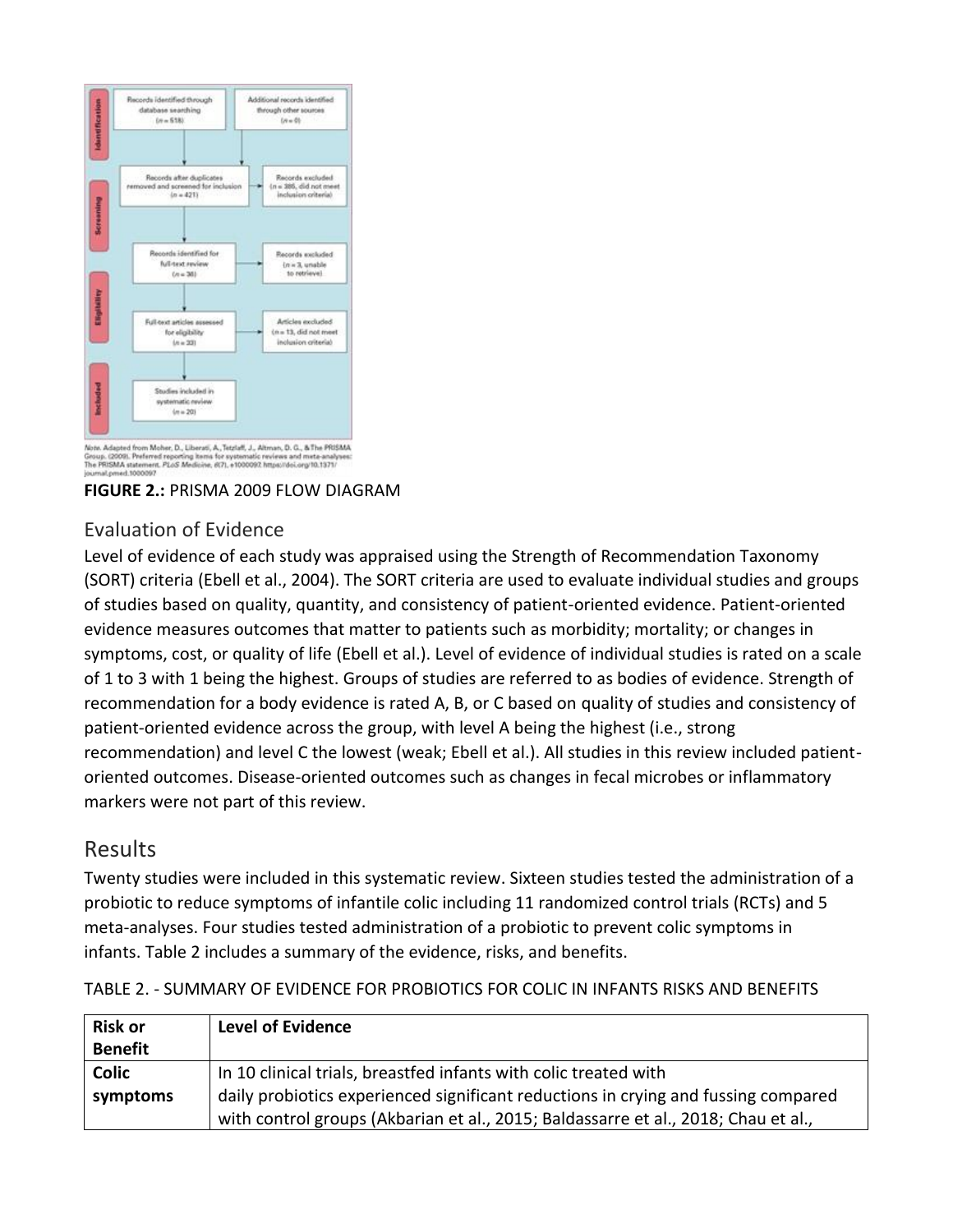Note. Adapted from Moher, D., Liberati, A., Tetzlaff, J., Altman, D. G., & The PRISMA Group. (2009). Preferred reporting items for systematic reviews and meta-analyses: The PRISMA statement. PLoS Medicine, 6(7), e1000097. https://doi.org/10.1371/journal.pmed.1000097

**FIGURE 2.:** PRISMA 2009 FLOW DIAGRAM

## Evaluation of Evidence

Level of evidence of each study was appraised using the Strength of Recommendation Taxonomy (SORT) criteria (Ebell et al., 2004). The SORT criteria are used to evaluate individual studies and groups of studies based on quality, quantity, and consistency of patient-oriented evidence. Patient-oriented evidence measures outcomes that matter to patients such as morbidity; mortality; or changes in symptoms, cost, or quality of life (Ebell et al.). Level of evidence of individual studies is rated on a scale of 1 to 3 with 1 being the highest. Groups of studies are referred to as bodies of evidence. Strength of recommendation for a body evidence is rated A, B, or C based on quality of studies and consistency of patient-oriented evidence across the group, with level A being the highest (i.e., strong recommendation) and level C the lowest (weak; Ebell et al.). All studies in this review included patient-oriented outcomes. Disease-oriented outcomes such as changes in fecal microbes or inflammatory markers were not part of this review.

# Results

Twenty studies were included in this systematic review. Sixteen studies tested the administration of a probiotic to reduce symptoms of infantile colic including 11 randomized control trials (RCTs) and 5 meta-analyses. Four studies tested administration of a probiotic to prevent colic symptoms in infants. Table 2 includes a summary of the evidence, risks, and benefits.

TABLE 2. - SUMMARY OF EVIDENCE FOR PROBIOTICS FOR COLIC IN INFANTS RISKS AND BENEFITS

| **Risk or Benefit** | **Level of Evidence** |
| --- | --- |
| **Colic symptoms** | In 10 clinical trials, breastfed infants with colic treated with daily probiotics experienced significant reductions in crying and fussing compared with control groups (Akbarian et al., 2015; Baldassarre et al., 2018; Chau et al., |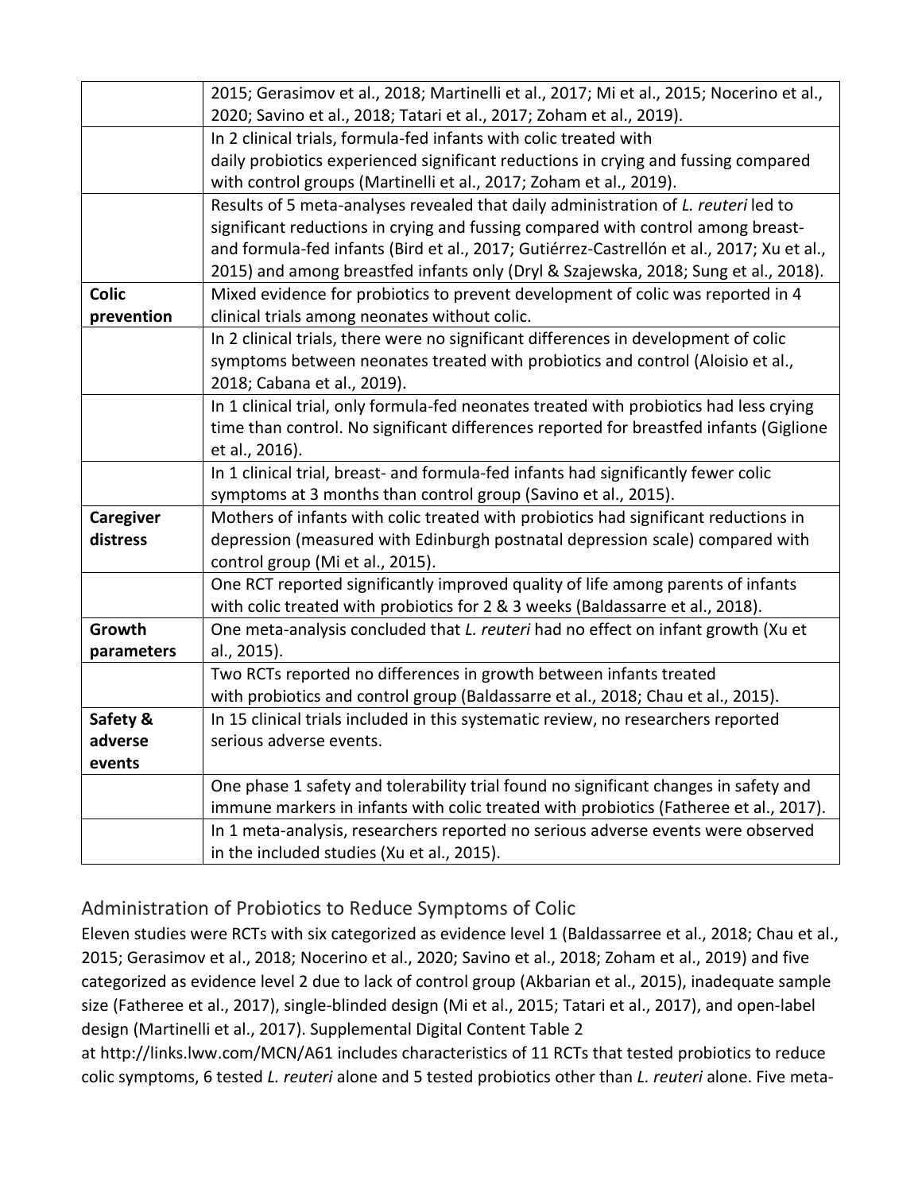| | |
|---|---|
| | 2015; Gerasimov et al., 2018; Martinelli et al., 2017; Mi et al., 2015; Nocerino et al., 2020; Savino et al., 2018; Tatari et al., 2017; Zoham et al., 2019). |
| | In 2 clinical trials, formula-fed infants with colic treated with daily probiotics experienced significant reductions in crying and fussing compared with control groups (Martinelli et al., 2017; Zoham et al., 2019). |
| | Results of 5 meta-analyses revealed that daily administration of *L. reuteri* led to significant reductions in crying and fussing compared with control among breast- and formula-fed infants (Bird et al., 2017; Gutiérrez-Castrellón et al., 2017; Xu et al., 2015) and among breastfed infants only (Dryl & Szajewska, 2018; Sung et al., 2018). |
| **Colic prevention** | Mixed evidence for probiotics to prevent development of colic was reported in 4 clinical trials among neonates without colic. |
| | In 2 clinical trials, there were no significant differences in development of colic symptoms between neonates treated with probiotics and control (Aloisio et al., 2018; Cabana et al., 2019). |
| | In 1 clinical trial, only formula-fed neonates treated with probiotics had less crying time than control. No significant differences reported for breastfed infants (Giglione et al., 2016). |
| | In 1 clinical trial, breast- and formula-fed infants had significantly fewer colic symptoms at 3 months than control group (Savino et al., 2015). |
| **Caregiver distress** | Mothers of infants with colic treated with probiotics had significant reductions in depression (measured with Edinburgh postnatal depression scale) compared with control group (Mi et al., 2015). |
| | One RCT reported significantly improved quality of life among parents of infants with colic treated with probiotics for 2 & 3 weeks (Baldassarre et al., 2018). |
| **Growth parameters** | One meta-analysis concluded that *L. reuteri* had no effect on infant growth (Xu et al., 2015). |
| | Two RCTs reported no differences in growth between infants treated with probiotics and control group (Baldassarre et al., 2018; Chau et al., 2015). |
| **Safety & adverse events** | In 15 clinical trials included in this systematic review, no researchers reported serious adverse events. |
| | One phase 1 safety and tolerability trial found no significant changes in safety and immune markers in infants with colic treated with probiotics (Fatheree et al., 2017). |
| | In 1 meta-analysis, researchers reported no serious adverse events were observed in the included studies (Xu et al., 2015). |

## Administration of Probiotics to Reduce Symptoms of Colic

Eleven studies were RCTs with six categorized as evidence level 1 (Baldassarree et al., 2018; Chau et al., 2015; Gerasimov et al., 2018; Nocerino et al., 2020; Savino et al., 2018; Zoham et al., 2019) and five categorized as evidence level 2 due to lack of control group (Akbarian et al., 2015), inadequate sample size (Fatheree et al., 2017), single-blinded design (Mi et al., 2015; Tatari et al., 2017), and open-label design (Martinelli et al., 2017). Supplemental Digital Content Table 2 at http://links.lww.com/MCN/A61 includes characteristics of 11 RCTs that tested probiotics to reduce colic symptoms, 6 tested *L. reuteri* alone and 5 tested probiotics other than *L. reuteri* alone. Five meta-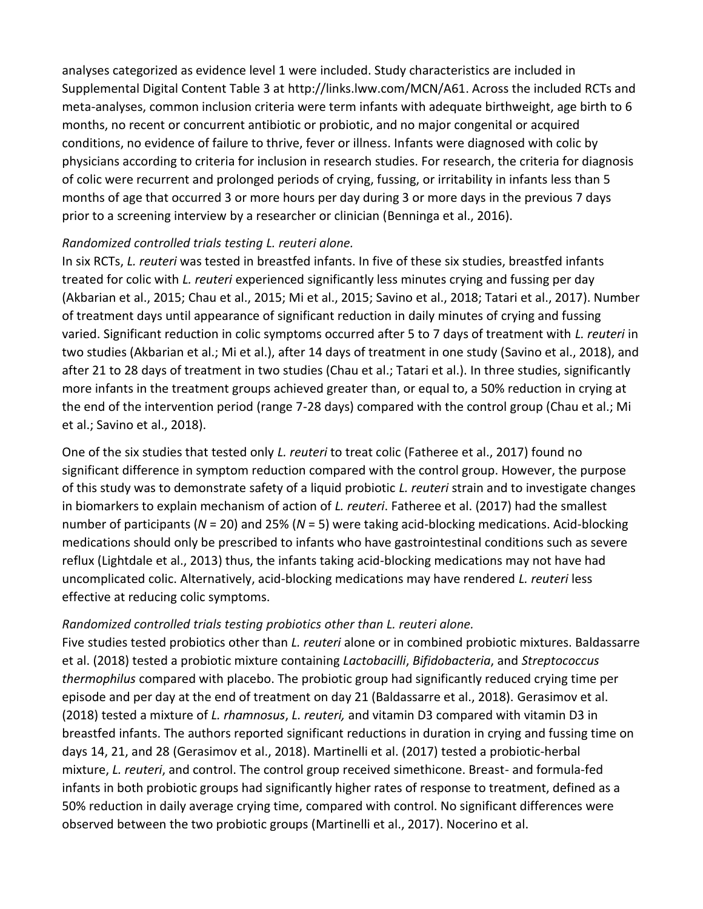analyses categorized as evidence level 1 were included. Study characteristics are included in Supplemental Digital Content Table 3 at http://links.lww.com/MCN/A61. Across the included RCTs and meta-analyses, common inclusion criteria were term infants with adequate birthweight, age birth to 6 months, no recent or concurrent antibiotic or probiotic, and no major congenital or acquired conditions, no evidence of failure to thrive, fever or illness. Infants were diagnosed with colic by physicians according to criteria for inclusion in research studies. For research, the criteria for diagnosis of colic were recurrent and prolonged periods of crying, fussing, or irritability in infants less than 5 months of age that occurred 3 or more hours per day during 3 or more days in the previous 7 days prior to a screening interview by a researcher or clinician (Benninga et al., 2016).

*Randomized controlled trials testing L. reuteri alone.*

In six RCTs, *L. reuteri* was tested in breastfed infants. In five of these six studies, breastfed infants treated for colic with *L. reuteri* experienced significantly less minutes crying and fussing per day (Akbarian et al., 2015; Chau et al., 2015; Mi et al., 2015; Savino et al., 2018; Tatari et al., 2017). Number of treatment days until appearance of significant reduction in daily minutes of crying and fussing varied. Significant reduction in colic symptoms occurred after 5 to 7 days of treatment with *L. reuteri* in two studies (Akbarian et al.; Mi et al.), after 14 days of treatment in one study (Savino et al., 2018), and after 21 to 28 days of treatment in two studies (Chau et al.; Tatari et al.). In three studies, significantly more infants in the treatment groups achieved greater than, or equal to, a 50% reduction in crying at the end of the intervention period (range 7-28 days) compared with the control group (Chau et al.; Mi et al.; Savino et al., 2018).

One of the six studies that tested only *L. reuteri* to treat colic (Fatheree et al., 2017) found no significant difference in symptom reduction compared with the control group. However, the purpose of this study was to demonstrate safety of a liquid probiotic *L. reuteri* strain and to investigate changes in biomarkers to explain mechanism of action of *L. reuteri*. Fatheree et al. (2017) had the smallest number of participants (*N* = 20) and 25% (*N* = 5) were taking acid-blocking medications. Acid-blocking medications should only be prescribed to infants who have gastrointestinal conditions such as severe reflux (Lightdale et al., 2013) thus, the infants taking acid-blocking medications may not have had uncomplicated colic. Alternatively, acid-blocking medications may have rendered *L. reuteri* less effective at reducing colic symptoms.

*Randomized controlled trials testing probiotics other than L. reuteri alone.*

Five studies tested probiotics other than *L. reuteri* alone or in combined probiotic mixtures. Baldassarre et al. (2018) tested a probiotic mixture containing *Lactobacilli*, *Bifidobacteria*, and *Streptococcus thermophilus* compared with placebo. The probiotic group had significantly reduced crying time per episode and per day at the end of treatment on day 21 (Baldassarre et al., 2018). Gerasimov et al. (2018) tested a mixture of *L. rhamnosus*, *L. reuteri,* and vitamin D3 compared with vitamin D3 in breastfed infants. The authors reported significant reductions in duration in crying and fussing time on days 14, 21, and 28 (Gerasimov et al., 2018). Martinelli et al. (2017) tested a probiotic-herbal mixture, *L. reuteri*, and control. The control group received simethicone. Breast- and formula-fed infants in both probiotic groups had significantly higher rates of response to treatment, defined as a 50% reduction in daily average crying time, compared with control. No significant differences were observed between the two probiotic groups (Martinelli et al., 2017). Nocerino et al.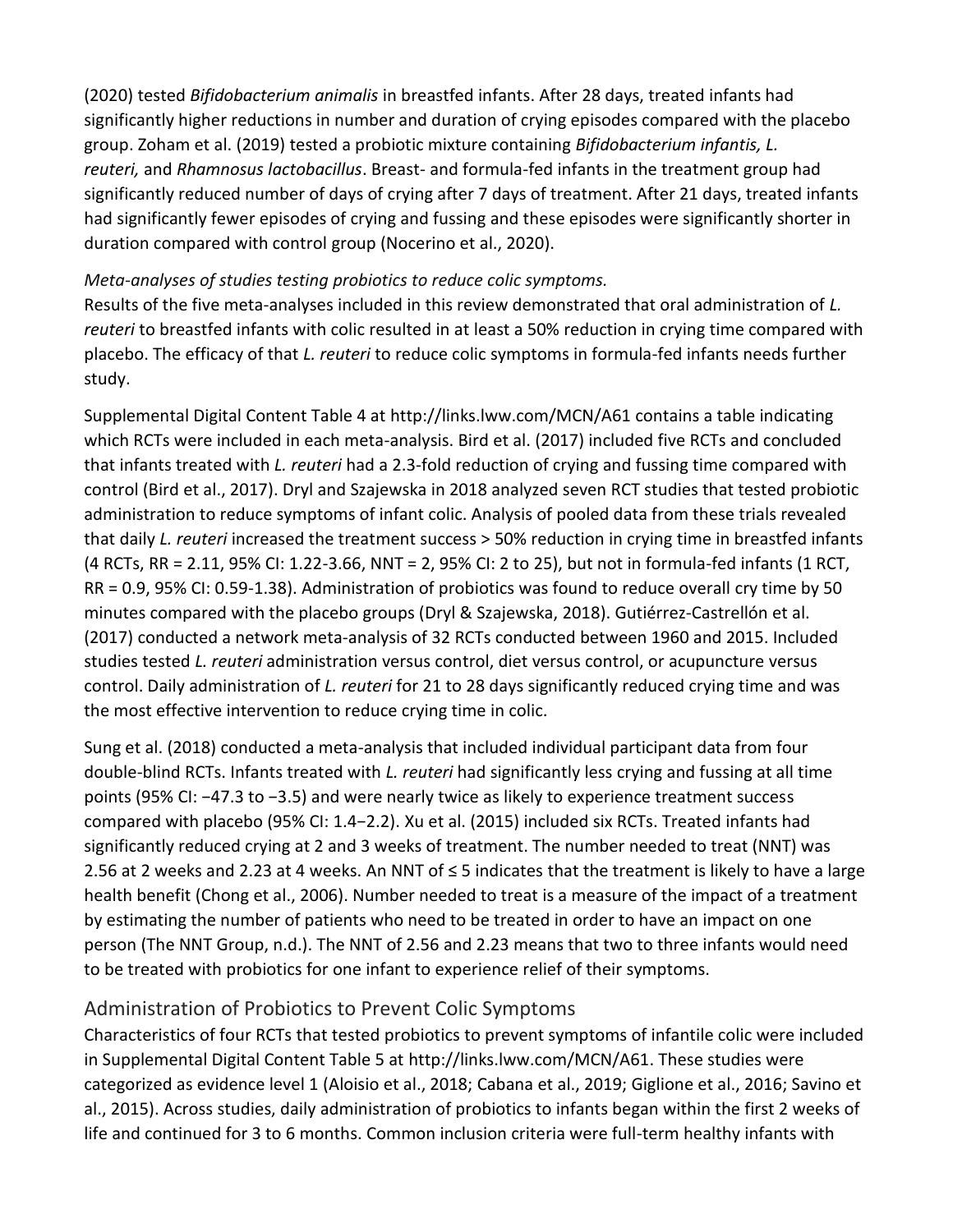(2020) tested *Bifidobacterium animalis* in breastfed infants. After 28 days, treated infants had significantly higher reductions in number and duration of crying episodes compared with the placebo group. Zoham et al. (2019) tested a probiotic mixture containing *Bifidobacterium infantis, L. reuteri,* and *Rhamnosus lactobacillus*. Breast- and formula-fed infants in the treatment group had significantly reduced number of days of crying after 7 days of treatment. After 21 days, treated infants had significantly fewer episodes of crying and fussing and these episodes were significantly shorter in duration compared with control group (Nocerino et al., 2020).

*Meta-analyses of studies testing probiotics to reduce colic symptoms.*

Results of the five meta-analyses included in this review demonstrated that oral administration of *L. reuteri* to breastfed infants with colic resulted in at least a 50% reduction in crying time compared with placebo. The efficacy of that *L. reuteri* to reduce colic symptoms in formula-fed infants needs further study.

Supplemental Digital Content Table 4 at http://links.lww.com/MCN/A61 contains a table indicating which RCTs were included in each meta-analysis. Bird et al. (2017) included five RCTs and concluded that infants treated with *L. reuteri* had a 2.3-fold reduction of crying and fussing time compared with control (Bird et al., 2017). Dryl and Szajewska in 2018 analyzed seven RCT studies that tested probiotic administration to reduce symptoms of infant colic. Analysis of pooled data from these trials revealed that daily *L. reuteri* increased the treatment success > 50% reduction in crying time in breastfed infants (4 RCTs, RR = 2.11, 95% CI: 1.22-3.66, NNT = 2, 95% CI: 2 to 25), but not in formula-fed infants (1 RCT, RR = 0.9, 95% CI: 0.59-1.38). Administration of probiotics was found to reduce overall cry time by 50 minutes compared with the placebo groups (Dryl & Szajewska, 2018). Gutiérrez-Castrellón et al. (2017) conducted a network meta-analysis of 32 RCTs conducted between 1960 and 2015. Included studies tested *L. reuteri* administration versus control, diet versus control, or acupuncture versus control. Daily administration of *L. reuteri* for 21 to 28 days significantly reduced crying time and was the most effective intervention to reduce crying time in colic.

Sung et al. (2018) conducted a meta-analysis that included individual participant data from four double-blind RCTs. Infants treated with *L. reuteri* had significantly less crying and fussing at all time points (95% CI: −47.3 to −3.5) and were nearly twice as likely to experience treatment success compared with placebo (95% CI: 1.4−2.2). Xu et al. (2015) included six RCTs. Treated infants had significantly reduced crying at 2 and 3 weeks of treatment. The number needed to treat (NNT) was 2.56 at 2 weeks and 2.23 at 4 weeks. An NNT of ≤ 5 indicates that the treatment is likely to have a large health benefit (Chong et al., 2006). Number needed to treat is a measure of the impact of a treatment by estimating the number of patients who need to be treated in order to have an impact on one person (The NNT Group, n.d.). The NNT of 2.56 and 2.23 means that two to three infants would need to be treated with probiotics for one infant to experience relief of their symptoms.

## Administration of Probiotics to Prevent Colic Symptoms

Characteristics of four RCTs that tested probiotics to prevent symptoms of infantile colic were included in Supplemental Digital Content Table 5 at http://links.lww.com/MCN/A61. These studies were categorized as evidence level 1 (Aloisio et al., 2018; Cabana et al., 2019; Giglione et al., 2016; Savino et al., 2015). Across studies, daily administration of probiotics to infants began within the first 2 weeks of life and continued for 3 to 6 months. Common inclusion criteria were full-term healthy infants with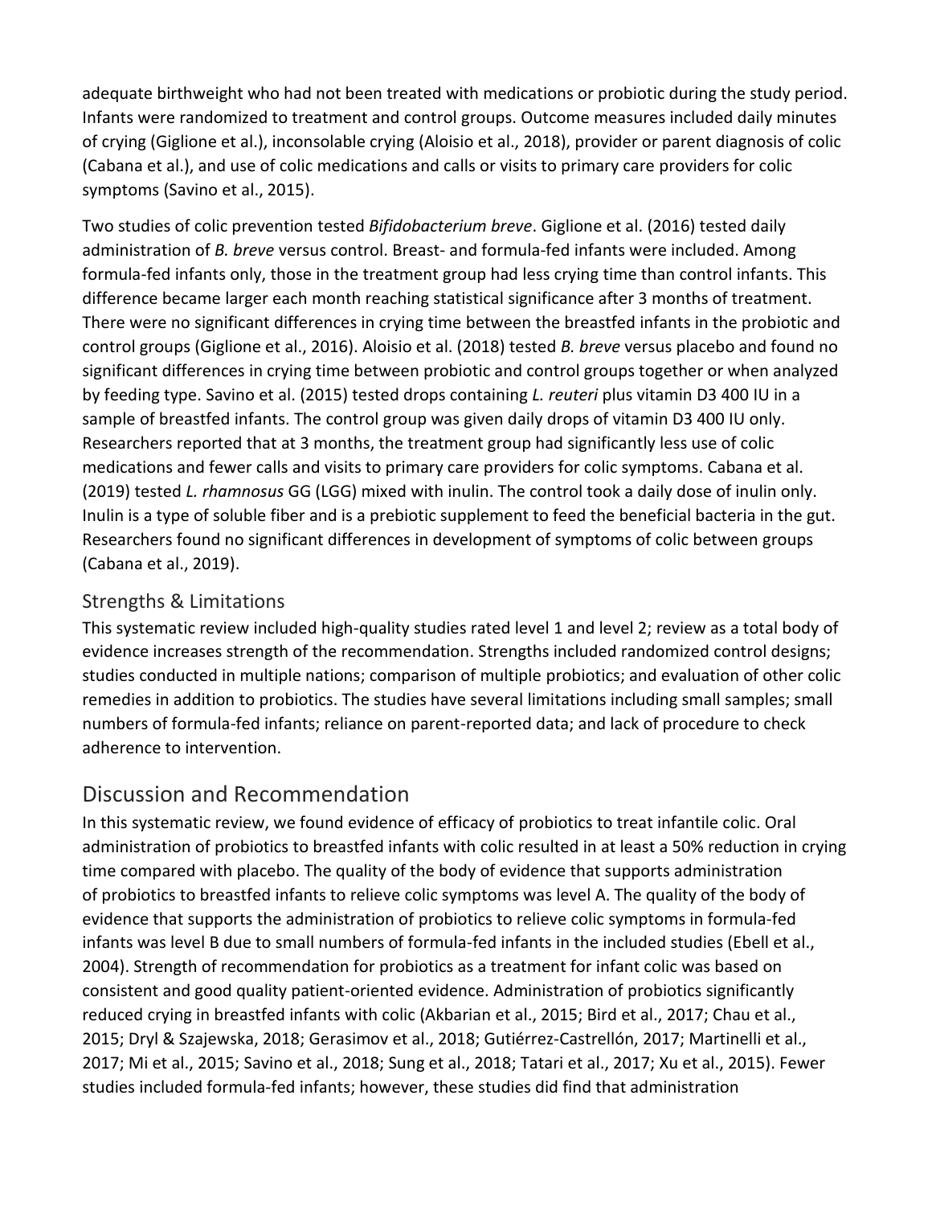adequate birthweight who had not been treated with medications or probiotic during the study period. Infants were randomized to treatment and control groups. Outcome measures included daily minutes of crying (Giglione et al.), inconsolable crying (Aloisio et al., 2018), provider or parent diagnosis of colic (Cabana et al.), and use of colic medications and calls or visits to primary care providers for colic symptoms (Savino et al., 2015).

Two studies of colic prevention tested *Bifidobacterium breve*. Giglione et al. (2016) tested daily administration of *B. breve* versus control. Breast- and formula-fed infants were included. Among formula-fed infants only, those in the treatment group had less crying time than control infants. This difference became larger each month reaching statistical significance after 3 months of treatment. There were no significant differences in crying time between the breastfed infants in the probiotic and control groups (Giglione et al., 2016). Aloisio et al. (2018) tested *B. breve* versus placebo and found no significant differences in crying time between probiotic and control groups together or when analyzed by feeding type. Savino et al. (2015) tested drops containing *L. reuteri* plus vitamin D3 400 IU in a sample of breastfed infants. The control group was given daily drops of vitamin D3 400 IU only. Researchers reported that at 3 months, the treatment group had significantly less use of colic medications and fewer calls and visits to primary care providers for colic symptoms. Cabana et al. (2019) tested *L. rhamnosus* GG (LGG) mixed with inulin. The control took a daily dose of inulin only. Inulin is a type of soluble fiber and is a prebiotic supplement to feed the beneficial bacteria in the gut. Researchers found no significant differences in development of symptoms of colic between groups (Cabana et al., 2019).

### Strengths & Limitations

This systematic review included high-quality studies rated level 1 and level 2; review as a total body of evidence increases strength of the recommendation. Strengths included randomized control designs; studies conducted in multiple nations; comparison of multiple probiotics; and evaluation of other colic remedies in addition to probiotics. The studies have several limitations including small samples; small numbers of formula-fed infants; reliance on parent-reported data; and lack of procedure to check adherence to intervention.

## Discussion and Recommendation

In this systematic review, we found evidence of efficacy of probiotics to treat infantile colic. Oral administration of probiotics to breastfed infants with colic resulted in at least a 50% reduction in crying time compared with placebo. The quality of the body of evidence that supports administration of probiotics to breastfed infants to relieve colic symptoms was level A. The quality of the body of evidence that supports the administration of probiotics to relieve colic symptoms in formula-fed infants was level B due to small numbers of formula-fed infants in the included studies (Ebell et al., 2004). Strength of recommendation for probiotics as a treatment for infant colic was based on consistent and good quality patient-oriented evidence. Administration of probiotics significantly reduced crying in breastfed infants with colic (Akbarian et al., 2015; Bird et al., 2017; Chau et al., 2015; Dryl & Szajewska, 2018; Gerasimov et al., 2018; Gutiérrez-Castrellón, 2017; Martinelli et al., 2017; Mi et al., 2015; Savino et al., 2018; Sung et al., 2018; Tatari et al., 2017; Xu et al., 2015). Fewer studies included formula-fed infants; however, these studies did find that administration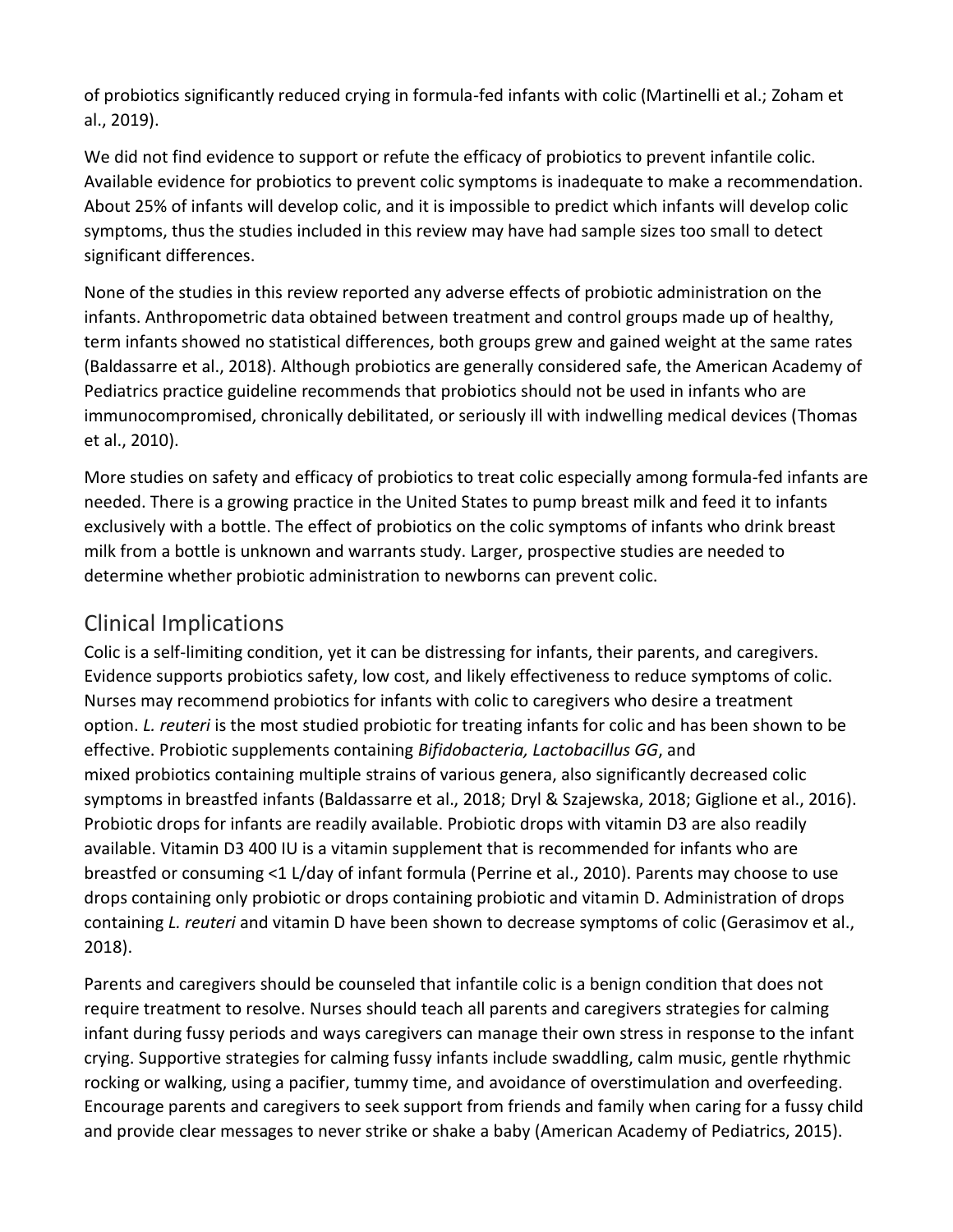of probiotics significantly reduced crying in formula-fed infants with colic (Martinelli et al.; Zoham et al., 2019).

We did not find evidence to support or refute the efficacy of probiotics to prevent infantile colic. Available evidence for probiotics to prevent colic symptoms is inadequate to make a recommendation. About 25% of infants will develop colic, and it is impossible to predict which infants will develop colic symptoms, thus the studies included in this review may have had sample sizes too small to detect significant differences.

None of the studies in this review reported any adverse effects of probiotic administration on the infants. Anthropometric data obtained between treatment and control groups made up of healthy, term infants showed no statistical differences, both groups grew and gained weight at the same rates (Baldassarre et al., 2018). Although probiotics are generally considered safe, the American Academy of Pediatrics practice guideline recommends that probiotics should not be used in infants who are immunocompromised, chronically debilitated, or seriously ill with indwelling medical devices (Thomas et al., 2010).

More studies on safety and efficacy of probiotics to treat colic especially among formula-fed infants are needed. There is a growing practice in the United States to pump breast milk and feed it to infants exclusively with a bottle. The effect of probiotics on the colic symptoms of infants who drink breast milk from a bottle is unknown and warrants study. Larger, prospective studies are needed to determine whether probiotic administration to newborns can prevent colic.

## Clinical Implications

Colic is a self-limiting condition, yet it can be distressing for infants, their parents, and caregivers. Evidence supports probiotics safety, low cost, and likely effectiveness to reduce symptoms of colic. Nurses may recommend probiotics for infants with colic to caregivers who desire a treatment option. *L. reuteri* is the most studied probiotic for treating infants for colic and has been shown to be effective. Probiotic supplements containing *Bifidobacteria, Lactobacillus GG*, and mixed probiotics containing multiple strains of various genera, also significantly decreased colic symptoms in breastfed infants (Baldassarre et al., 2018; Dryl & Szajewska, 2018; Giglione et al., 2016). Probiotic drops for infants are readily available. Probiotic drops with vitamin D3 are also readily available. Vitamin D3 400 IU is a vitamin supplement that is recommended for infants who are breastfed or consuming <1 L/day of infant formula (Perrine et al., 2010). Parents may choose to use drops containing only probiotic or drops containing probiotic and vitamin D. Administration of drops containing *L. reuteri* and vitamin D have been shown to decrease symptoms of colic (Gerasimov et al., 2018).

Parents and caregivers should be counseled that infantile colic is a benign condition that does not require treatment to resolve. Nurses should teach all parents and caregivers strategies for calming infant during fussy periods and ways caregivers can manage their own stress in response to the infant crying. Supportive strategies for calming fussy infants include swaddling, calm music, gentle rhythmic rocking or walking, using a pacifier, tummy time, and avoidance of overstimulation and overfeeding. Encourage parents and caregivers to seek support from friends and family when caring for a fussy child and provide clear messages to never strike or shake a baby (American Academy of Pediatrics, 2015).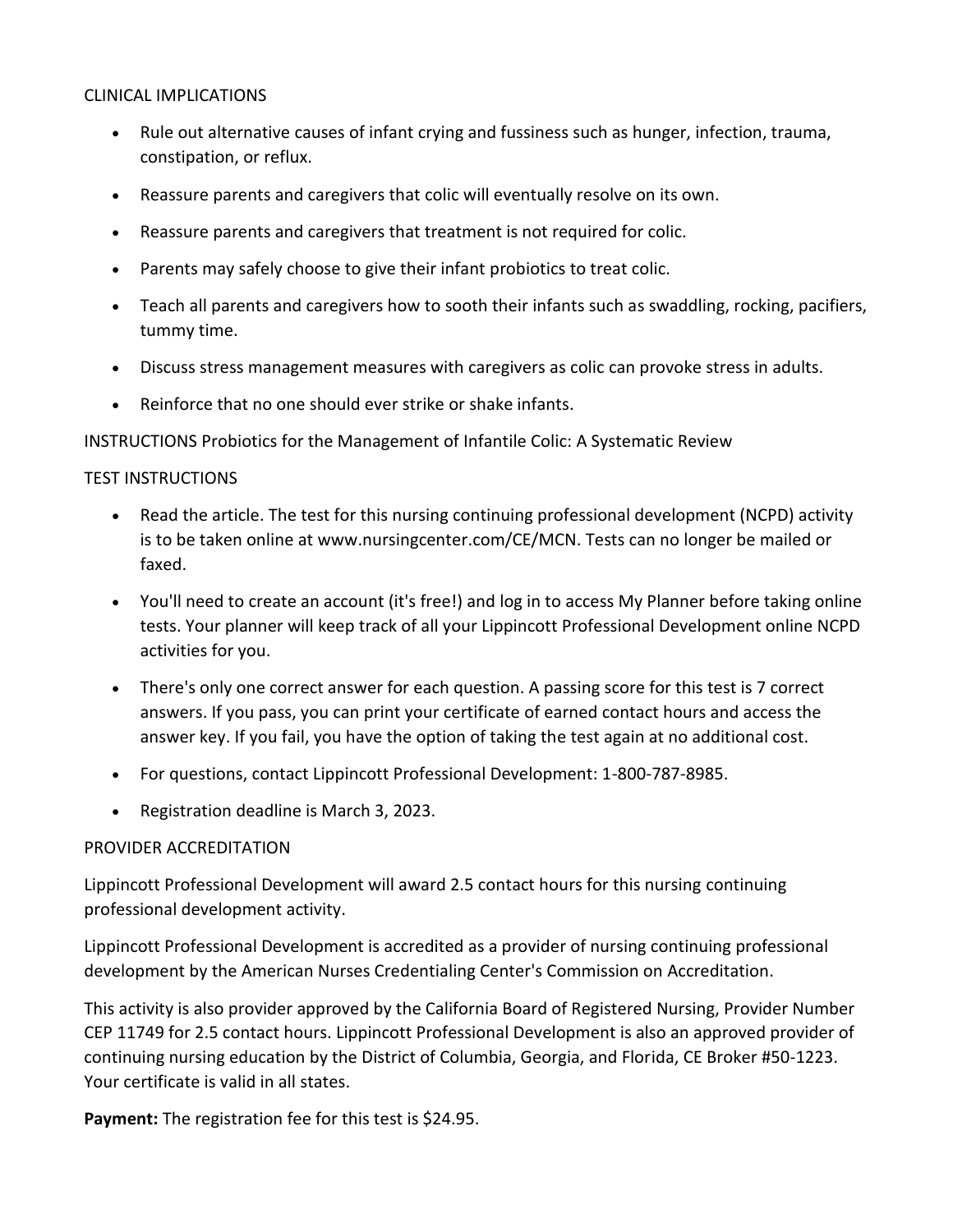## CLINICAL IMPLICATIONS

- Rule out alternative causes of infant crying and fussiness such as hunger, infection, trauma, constipation, or reflux.
- Reassure parents and caregivers that colic will eventually resolve on its own.
- Reassure parents and caregivers that treatment is not required for colic.
- Parents may safely choose to give their infant probiotics to treat colic.
- Teach all parents and caregivers how to sooth their infants such as swaddling, rocking, pacifiers, tummy time.
- Discuss stress management measures with caregivers as colic can provoke stress in adults.
- Reinforce that no one should ever strike or shake infants.

INSTRUCTIONS Probiotics for the Management of Infantile Colic: A Systematic Review

## TEST INSTRUCTIONS

- Read the article. The test for this nursing continuing professional development (NCPD) activity is to be taken online at www.nursingcenter.com/CE/MCN. Tests can no longer be mailed or faxed.
- You'll need to create an account (it's free!) and log in to access My Planner before taking online tests. Your planner will keep track of all your Lippincott Professional Development online NCPD activities for you.
- There's only one correct answer for each question. A passing score for this test is 7 correct answers. If you pass, you can print your certificate of earned contact hours and access the answer key. If you fail, you have the option of taking the test again at no additional cost.
- For questions, contact Lippincott Professional Development: 1-800-787-8985.
- Registration deadline is March 3, 2023.

## PROVIDER ACCREDITATION

Lippincott Professional Development will award 2.5 contact hours for this nursing continuing professional development activity.

Lippincott Professional Development is accredited as a provider of nursing continuing professional development by the American Nurses Credentialing Center's Commission on Accreditation.

This activity is also provider approved by the California Board of Registered Nursing, Provider Number CEP 11749 for 2.5 contact hours. Lippincott Professional Development is also an approved provider of continuing nursing education by the District of Columbia, Georgia, and Florida, CE Broker #50-1223. Your certificate is valid in all states.

**Payment:** The registration fee for this test is $24.95.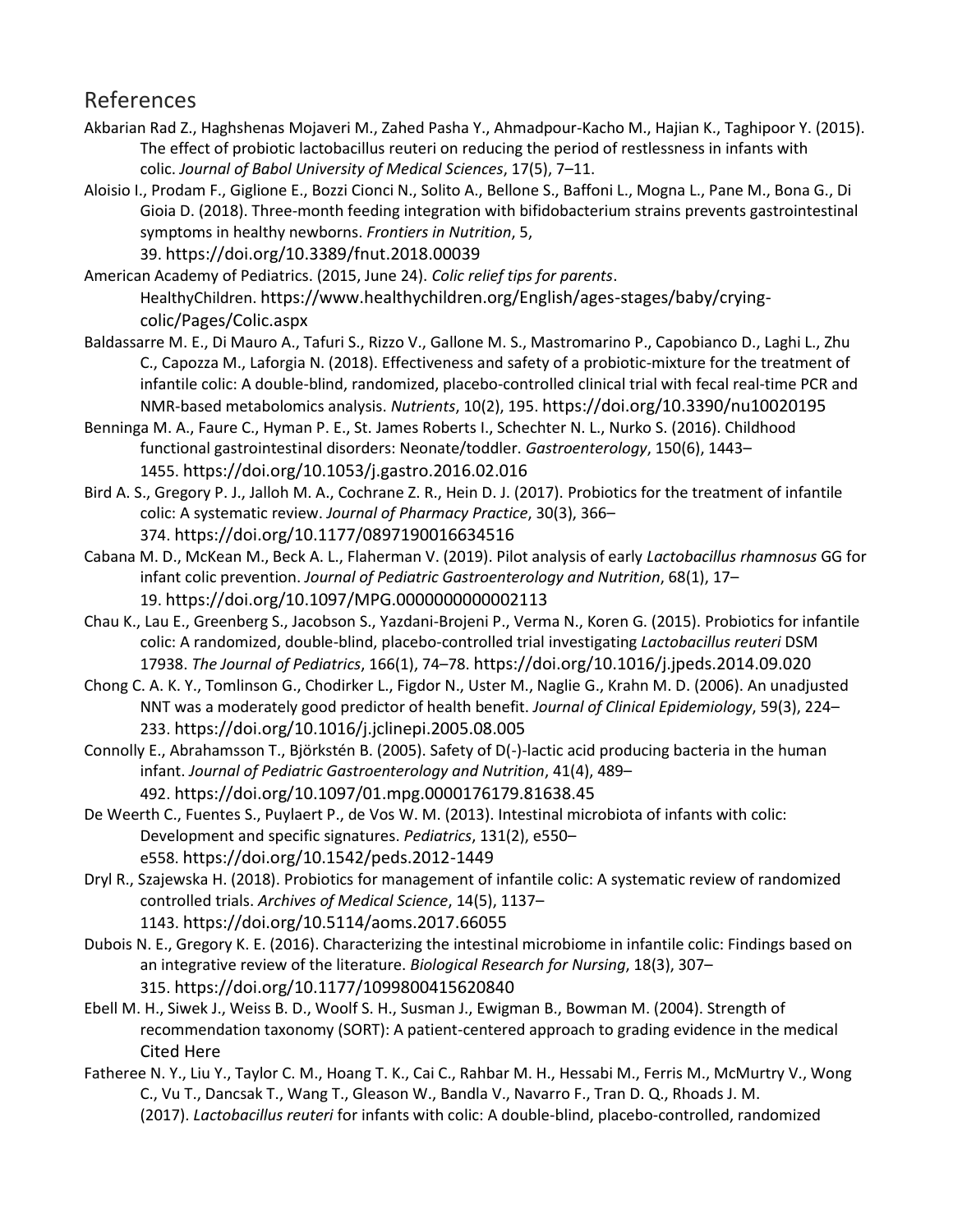## References

Akbarian Rad Z., Haghshenas Mojaveri M., Zahed Pasha Y., Ahmadpour-Kacho M., Hajian K., Taghipoor Y. (2015). The effect of probiotic lactobacillus reuteri on reducing the period of restlessness in infants with colic. *Journal of Babol University of Medical Sciences*, 17(5), 7–11.

Aloisio I., Prodam F., Giglione E., Bozzi Cionci N., Solito A., Bellone S., Baffoni L., Mogna L., Pane M., Bona G., Di Gioia D. (2018). Three-month feeding integration with bifidobacterium strains prevents gastrointestinal symptoms in healthy newborns. *Frontiers in Nutrition*, 5, 39. https://doi.org/10.3389/fnut.2018.00039

American Academy of Pediatrics. (2015, June 24). *Colic relief tips for parents*. HealthyChildren. https://www.healthychildren.org/English/ages-stages/baby/crying-colic/Pages/Colic.aspx

Baldassarre M. E., Di Mauro A., Tafuri S., Rizzo V., Gallone M. S., Mastromarino P., Capobianco D., Laghi L., Zhu C., Capozza M., Laforgia N. (2018). Effectiveness and safety of a probiotic-mixture for the treatment of infantile colic: A double-blind, randomized, placebo-controlled clinical trial with fecal real-time PCR and NMR-based metabolomics analysis. *Nutrients*, 10(2), 195. https://doi.org/10.3390/nu10020195

Benninga M. A., Faure C., Hyman P. E., St. James Roberts I., Schechter N. L., Nurko S. (2016). Childhood functional gastrointestinal disorders: Neonate/toddler. *Gastroenterology*, 150(6), 1443–1455. https://doi.org/10.1053/j.gastro.2016.02.016

Bird A. S., Gregory P. J., Jalloh M. A., Cochrane Z. R., Hein D. J. (2017). Probiotics for the treatment of infantile colic: A systematic review. *Journal of Pharmacy Practice*, 30(3), 366–374. https://doi.org/10.1177/0897190016634516

Cabana M. D., McKean M., Beck A. L., Flaherman V. (2019). Pilot analysis of early *Lactobacillus rhamnosus* GG for infant colic prevention. *Journal of Pediatric Gastroenterology and Nutrition*, 68(1), 17–19. https://doi.org/10.1097/MPG.0000000000002113

Chau K., Lau E., Greenberg S., Jacobson S., Yazdani-Brojeni P., Verma N., Koren G. (2015). Probiotics for infantile colic: A randomized, double-blind, placebo-controlled trial investigating *Lactobacillus reuteri* DSM 17938. *The Journal of Pediatrics*, 166(1), 74–78. https://doi.org/10.1016/j.jpeds.2014.09.020

Chong C. A. K. Y., Tomlinson G., Chodirker L., Figdor N., Uster M., Naglie G., Krahn M. D. (2006). An unadjusted NNT was a moderately good predictor of health benefit. *Journal of Clinical Epidemiology*, 59(3), 224–233. https://doi.org/10.1016/j.jclinepi.2005.08.005

Connolly E., Abrahamsson T., Björkstén B. (2005). Safety of D(-)-lactic acid producing bacteria in the human infant. *Journal of Pediatric Gastroenterology and Nutrition*, 41(4), 489–492. https://doi.org/10.1097/01.mpg.0000176179.81638.45

De Weerth C., Fuentes S., Puylaert P., de Vos W. M. (2013). Intestinal microbiota of infants with colic: Development and specific signatures. *Pediatrics*, 131(2), e550–e558. https://doi.org/10.1542/peds.2012-1449

Dryl R., Szajewska H. (2018). Probiotics for management of infantile colic: A systematic review of randomized controlled trials. *Archives of Medical Science*, 14(5), 1137–1143. https://doi.org/10.5114/aoms.2017.66055

Dubois N. E., Gregory K. E. (2016). Characterizing the intestinal microbiome in infantile colic: Findings based on an integrative review of the literature. *Biological Research for Nursing*, 18(3), 307–315. https://doi.org/10.1177/1099800415620840

Ebell M. H., Siwek J., Weiss B. D., Woolf S. H., Susman J., Ewigman B., Bowman M. (2004). Strength of recommendation taxonomy (SORT): A patient-centered approach to grading evidence in the medical Cited Here

Fatheree N. Y., Liu Y., Taylor C. M., Hoang T. K., Cai C., Rahbar M. H., Hessabi M., Ferris M., McMurtry V., Wong C., Vu T., Dancsak T., Wang T., Gleason W., Bandla V., Navarro F., Tran D. Q., Rhoads J. M. (2017). *Lactobacillus reuteri* for infants with colic: A double-blind, placebo-controlled, randomized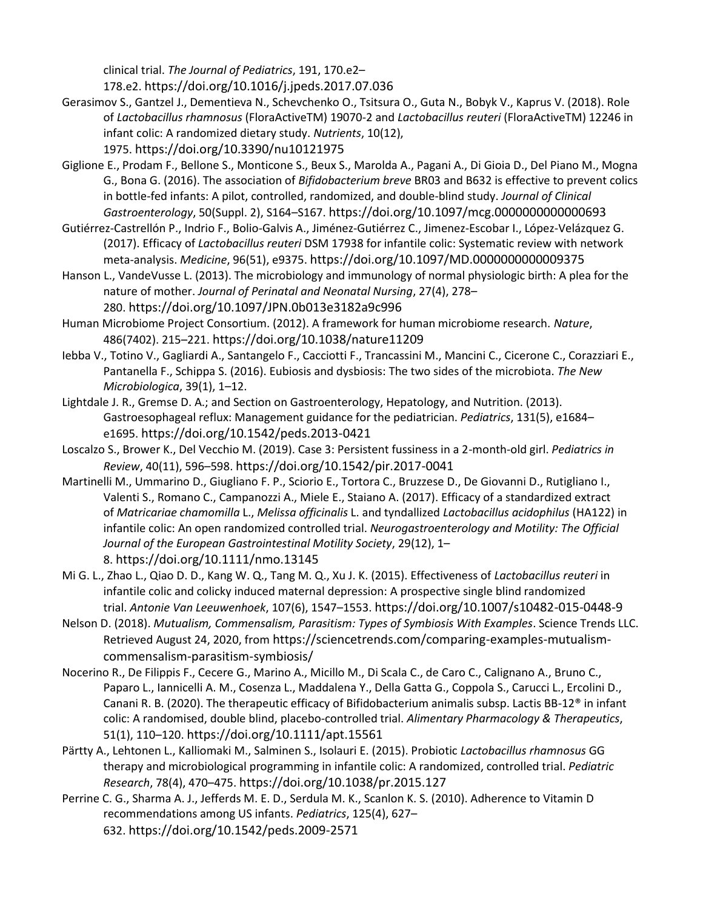clinical trial. *The Journal of Pediatrics*, 191, 170.e2–178.e2. https://doi.org/10.1016/j.jpeds.2017.07.036

Gerasimov S., Gantzel J., Dementieva N., Schevchenko O., Tsitsura O., Guta N., Bobyk V., Kaprus V. (2018). Role of *Lactobacillus rhamnosus* (FloraActiveTM) 19070-2 and *Lactobacillus reuteri* (FloraActiveTM) 12246 in infant colic: A randomized dietary study. *Nutrients*, 10(12), 1975. https://doi.org/10.3390/nu10121975

Giglione E., Prodam F., Bellone S., Monticone S., Beux S., Marolda A., Pagani A., Di Gioia D., Del Piano M., Mogna G., Bona G. (2016). The association of *Bifidobacterium breve* BR03 and B632 is effective to prevent colics in bottle-fed infants: A pilot, controlled, randomized, and double-blind study. *Journal of Clinical Gastroenterology*, 50(Suppl. 2), S164–S167. https://doi.org/10.1097/mcg.0000000000000693

Gutiérrez-Castrellón P., Indrio F., Bolio-Galvis A., Jiménez-Gutiérrez C., Jimenez-Escobar I., López-Velázquez G. (2017). Efficacy of *Lactobacillus reuteri* DSM 17938 for infantile colic: Systematic review with network meta-analysis. *Medicine*, 96(51), e9375. https://doi.org/10.1097/MD.0000000000009375

Hanson L., VandeVusse L. (2013). The microbiology and immunology of normal physiologic birth: A plea for the nature of mother. *Journal of Perinatal and Neonatal Nursing*, 27(4), 278–280. https://doi.org/10.1097/JPN.0b013e3182a9c996

Human Microbiome Project Consortium. (2012). A framework for human microbiome research. *Nature*, 486(7402). 215–221. https://doi.org/10.1038/nature11209

Iebba V., Totino V., Gagliardi A., Santangelo F., Cacciotti F., Trancassini M., Mancini C., Cicerone C., Corazziari E., Pantanella F., Schippa S. (2016). Eubiosis and dysbiosis: The two sides of the microbiota. *The New Microbiologica*, 39(1), 1–12.

Lightdale J. R., Gremse D. A.; and Section on Gastroenterology, Hepatology, and Nutrition. (2013). Gastroesophageal reflux: Management guidance for the pediatrician. *Pediatrics*, 131(5), e1684–e1695. https://doi.org/10.1542/peds.2013-0421

Loscalzo S., Brower K., Del Vecchio M. (2019). Case 3: Persistent fussiness in a 2-month-old girl. *Pediatrics in Review*, 40(11), 596–598. https://doi.org/10.1542/pir.2017-0041

Martinelli M., Ummarino D., Giugliano F. P., Sciorio E., Tortora C., Bruzzese D., De Giovanni D., Rutigliano I., Valenti S., Romano C., Campanozzi A., Miele E., Staiano A. (2017). Efficacy of a standardized extract of *Matricariae chamomilla* L., *Melissa officinalis* L. and tyndallized *Lactobacillus acidophilus* (HA122) in infantile colic: An open randomized controlled trial. *Neurogastroenterology and Motility: The Official Journal of the European Gastrointestinal Motility Society*, 29(12), 1–8. https://doi.org/10.1111/nmo.13145

Mi G. L., Zhao L., Qiao D. D., Kang W. Q., Tang M. Q., Xu J. K. (2015). Effectiveness of *Lactobacillus reuteri* in infantile colic and colicky induced maternal depression: A prospective single blind randomized trial. *Antonie Van Leeuwenhoek*, 107(6), 1547–1553. https://doi.org/10.1007/s10482-015-0448-9

Nelson D. (2018). *Mutualism, Commensalism, Parasitism: Types of Symbiosis With Examples*. Science Trends LLC. Retrieved August 24, 2020, from https://sciencetrends.com/comparing-examples-mutualism-commensalism-parasitism-symbiosis/

Nocerino R., De Filippis F., Cecere G., Marino A., Micillo M., Di Scala C., de Caro C., Calignano A., Bruno C., Paparo L., Iannicelli A. M., Cosenza L., Maddalena Y., Della Gatta G., Coppola S., Carucci L., Ercolini D., Canani R. B. (2020). The therapeutic efficacy of Bifidobacterium animalis subsp. Lactis BB-12® in infant colic: A randomised, double blind, placebo-controlled trial. *Alimentary Pharmacology & Therapeutics*, 51(1), 110–120. https://doi.org/10.1111/apt.15561

Pärtty A., Lehtonen L., Kalliomaki M., Salminen S., Isolauri E. (2015). Probiotic *Lactobacillus rhamnosus* GG therapy and microbiological programming in infantile colic: A randomized, controlled trial. *Pediatric Research*, 78(4), 470–475. https://doi.org/10.1038/pr.2015.127

Perrine C. G., Sharma A. J., Jefferds M. E. D., Serdula M. K., Scanlon K. S. (2010). Adherence to Vitamin D recommendations among US infants. *Pediatrics*, 125(4), 627–632. https://doi.org/10.1542/peds.2009-2571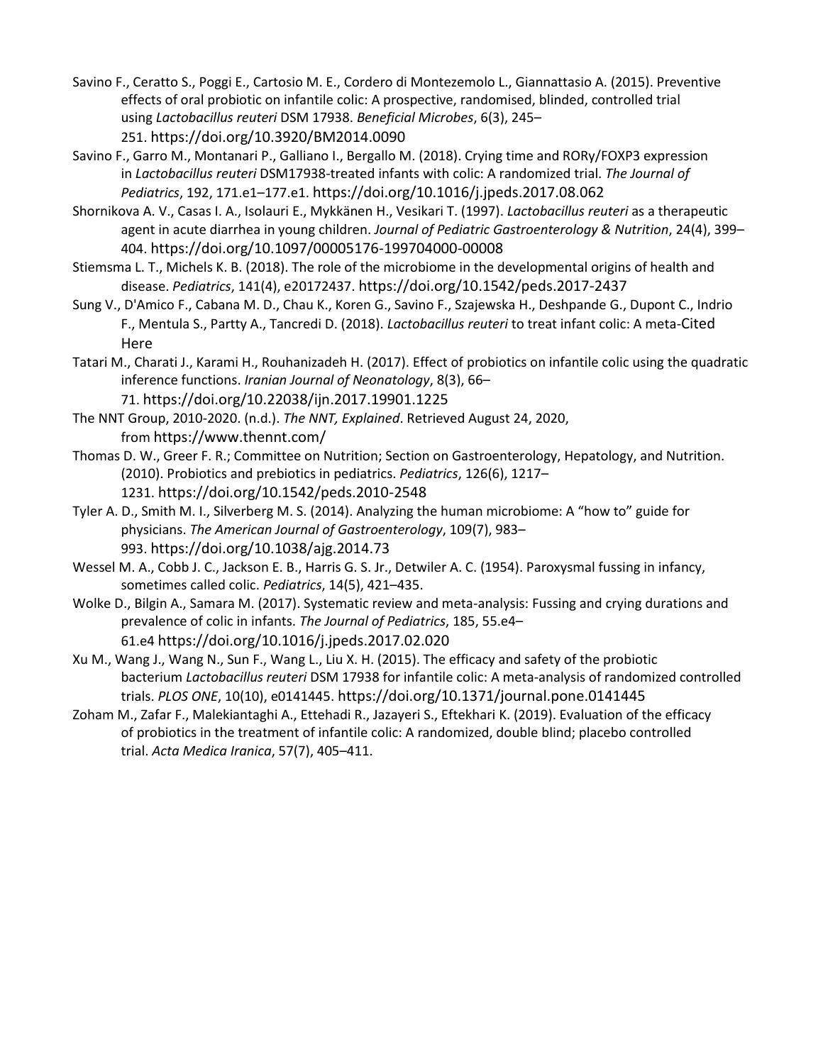Savino F., Ceratto S., Poggi E., Cartosio M. E., Cordero di Montezemolo L., Giannattasio A. (2015). Preventive effects of oral probiotic on infantile colic: A prospective, randomised, blinded, controlled trial using *Lactobacillus reuteri* DSM 17938. *Beneficial Microbes*, 6(3), 245–251. https://doi.org/10.3920/BM2014.0090

Savino F., Garro M., Montanari P., Galliano I., Bergallo M. (2018). Crying time and RORγ/FOXP3 expression in *Lactobacillus reuteri* DSM17938-treated infants with colic: A randomized trial. *The Journal of Pediatrics*, 192, 171.e1–177.e1. https://doi.org/10.1016/j.jpeds.2017.08.062

Shornikova A. V., Casas I. A., Isolauri E., Mykkänen H., Vesikari T. (1997). *Lactobacillus reuteri* as a therapeutic agent in acute diarrhea in young children. *Journal of Pediatric Gastroenterology & Nutrition*, 24(4), 399–404. https://doi.org/10.1097/00005176-199704000-00008

Stiemsma L. T., Michels K. B. (2018). The role of the microbiome in the developmental origins of health and disease. *Pediatrics*, 141(4), e20172437. https://doi.org/10.1542/peds.2017-2437

Sung V., D'Amico F., Cabana M. D., Chau K., Koren G., Savino F., Szajewska H., Deshpande G., Dupont C., Indrio F., Mentula S., Partty A., Tancredi D. (2018). *Lactobacillus reuteri* to treat infant colic: A meta-Cited Here

Tatari M., Charati J., Karami H., Rouhanizadeh H. (2017). Effect of probiotics on infantile colic using the quadratic inference functions. *Iranian Journal of Neonatology*, 8(3), 66–71. https://doi.org/10.22038/ijn.2017.19901.1225

The NNT Group, 2010-2020. (n.d.). *The NNT, Explained*. Retrieved August 24, 2020, from https://www.thennt.com/

Thomas D. W., Greer F. R.; Committee on Nutrition; Section on Gastroenterology, Hepatology, and Nutrition. (2010). Probiotics and prebiotics in pediatrics. *Pediatrics*, 126(6), 1217–1231. https://doi.org/10.1542/peds.2010-2548

Tyler A. D., Smith M. I., Silverberg M. S. (2014). Analyzing the human microbiome: A "how to" guide for physicians. *The American Journal of Gastroenterology*, 109(7), 983–993. https://doi.org/10.1038/ajg.2014.73

Wessel M. A., Cobb J. C., Jackson E. B., Harris G. S. Jr., Detwiler A. C. (1954). Paroxysmal fussing in infancy, sometimes called colic. *Pediatrics*, 14(5), 421–435.

Wolke D., Bilgin A., Samara M. (2017). Systematic review and meta-analysis: Fussing and crying durations and prevalence of colic in infants. *The Journal of Pediatrics*, 185, 55.e4–61.e4 https://doi.org/10.1016/j.jpeds.2017.02.020

Xu M., Wang J., Wang N., Sun F., Wang L., Liu X. H. (2015). The efficacy and safety of the probiotic bacterium *Lactobacillus reuteri* DSM 17938 for infantile colic: A meta-analysis of randomized controlled trials. *PLOS ONE*, 10(10), e0141445. https://doi.org/10.1371/journal.pone.0141445

Zoham M., Zafar F., Malekiantaghi A., Ettehadi R., Jazayeri S., Eftekhari K. (2019). Evaluation of the efficacy of probiotics in the treatment of infantile colic: A randomized, double blind; placebo controlled trial. *Acta Medica Iranica*, 57(7), 405–411.